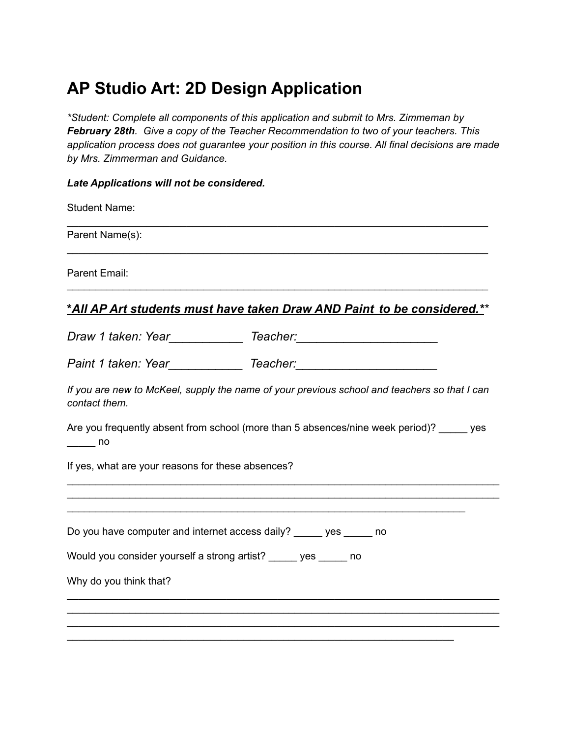# AP Studio Art: 2D Design Application

*\*Student: Complete all components of this application and submit to Mrs. Zimmeman by **February 28th**. Give a copy of the Teacher Recommendation to two of your teachers. This application process does not guarantee your position in this course. All final decisions are made by Mrs. Zimmerman and Guidance.*

***Late Applications will not be considered.***

Student Name: ______________________________________________________________________

Parent Name(s): ______________________________________________________________________

Parent Email: ______________________________________________________________________

***<u>\*All AP Art students must have taken Draw AND Paint to be considered.\*</u>\****

*Draw 1 taken: Year___________ Teacher:_____________________*

*Paint 1 taken: Year___________ Teacher:_____________________*

*If you are new to McKeel, supply the name of your previous school and teachers so that I can contact them.*

Are you frequently absent from school (more than 5 absences/nine week period)? _____ yes _____ no

If yes, what are your reasons for these absences?

______________________________________________________________________________
______________________________________________________________________________
______________________________________________________________________________

Do you have computer and internet access daily? _____ yes _____ no

Would you consider yourself a strong artist? _____ yes _____ no

Why do you think that?

______________________________________________________________________________
______________________________________________________________________________
______________________________________________________________________________
______________________________________________________________________________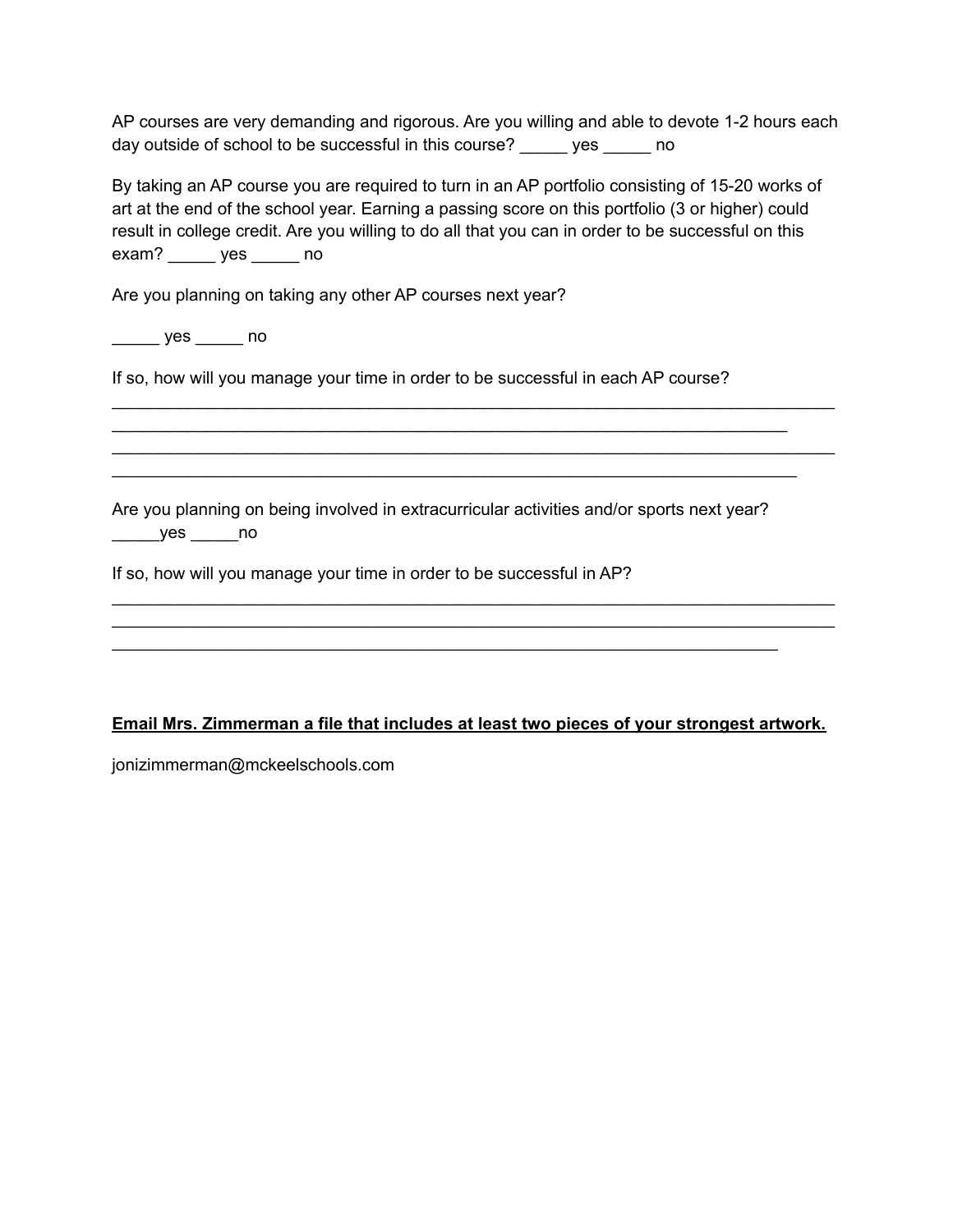AP courses are very demanding and rigorous. Are you willing and able to devote 1-2 hours each day outside of school to be successful in this course? _____ yes _____ no

By taking an AP course you are required to turn in an AP portfolio consisting of 15-20 works of art at the end of the school year. Earning a passing score on this portfolio (3 or higher) could result in college credit. Are you willing to do all that you can in order to be successful on this exam? _____ yes _____ no

Are you planning on taking any other AP courses next year?

_____ yes _____ no

If so, how will you manage your time in order to be successful in each AP course?

________________________________________________________________________________
__________________________________________________________________________
________________________________________________________________________________
___________________________________________________________________________

Are you planning on being involved in extracurricular activities and/or sports next year?
_____yes _____no

If so, how will you manage your time in order to be successful in AP?

________________________________________________________________________________
________________________________________________________________________________
_________________________________________________________________________

**Email Mrs. Zimmerman a file that includes at least two pieces of your strongest artwork.**

jonizimmerman@mckeelschools.com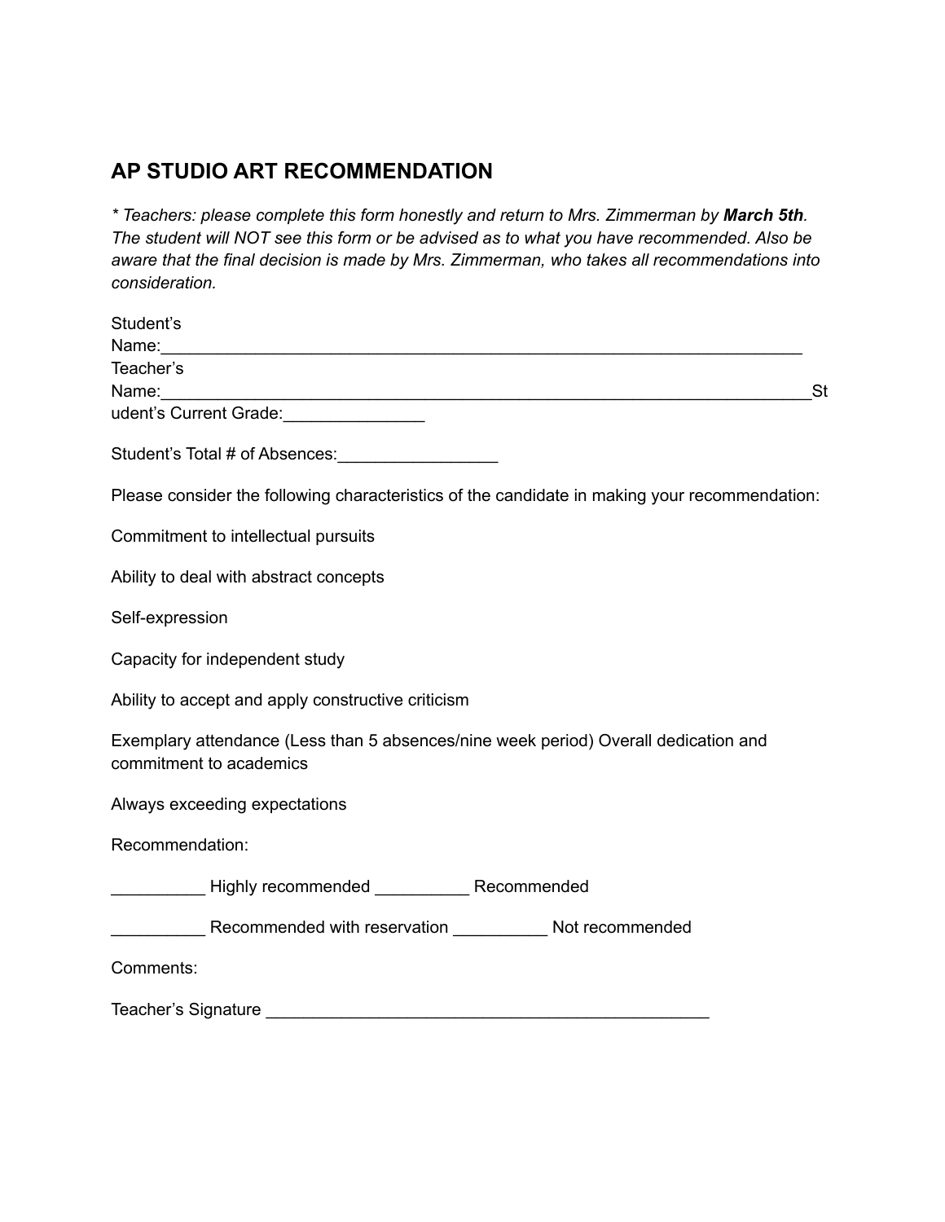## AP STUDIO ART RECOMMENDATION

*\* Teachers: please complete this form honestly and return to Mrs. Zimmerman by **March 5th**. The student will NOT see this form or be advised as to what you have recommended. Also be aware that the final decision is made by Mrs. Zimmerman, who takes all recommendations into consideration.*

Student's Name:_______________________________________________________________________

Teacher's Name:_______________________________________________________________________

Student's Current Grade:_______________

Student's Total # of Absences:_________________

Please consider the following characteristics of the candidate in making your recommendation:

Commitment to intellectual pursuits

Ability to deal with abstract concepts

Self-expression

Capacity for independent study

Ability to accept and apply constructive criticism

Exemplary attendance (Less than 5 absences/nine week period) Overall dedication and commitment to academics

Always exceeding expectations

Recommendation:

__________ Highly recommended __________ Recommended

__________ Recommended with reservation __________ Not recommended

Comments:

Teacher's Signature _________________________________________________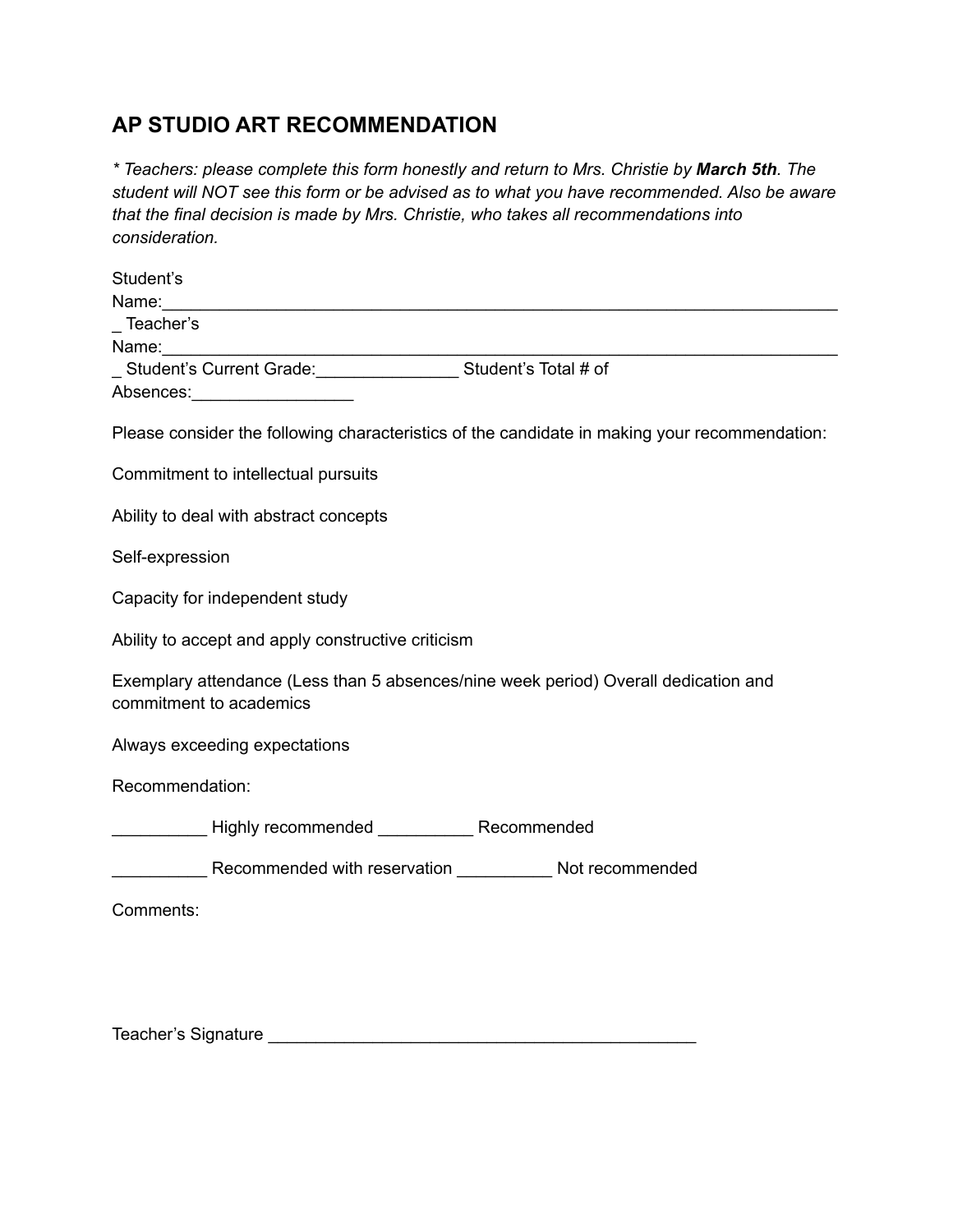## AP STUDIO ART RECOMMENDATION

*\* Teachers: please complete this form honestly and return to Mrs. Christie by **March 5th**. The student will NOT see this form or be advised as to what you have recommended. Also be aware that the final decision is made by Mrs. Christie, who takes all recommendations into consideration.*

Student's Name:___________________________________________________________________________

_ Teacher's Name:___________________________________________________________________________

_ Student's Current Grade:_______________ Student's Total # of Absences:_________________

Please consider the following characteristics of the candidate in making your recommendation:

Commitment to intellectual pursuits

Ability to deal with abstract concepts

Self-expression

Capacity for independent study

Ability to accept and apply constructive criticism

Exemplary attendance (Less than 5 absences/nine week period) Overall dedication and commitment to academics

Always exceeding expectations

Recommendation:

__________ Highly recommended __________ Recommended

__________ Recommended with reservation __________ Not recommended

Comments:

Teacher's Signature ______________________________________________